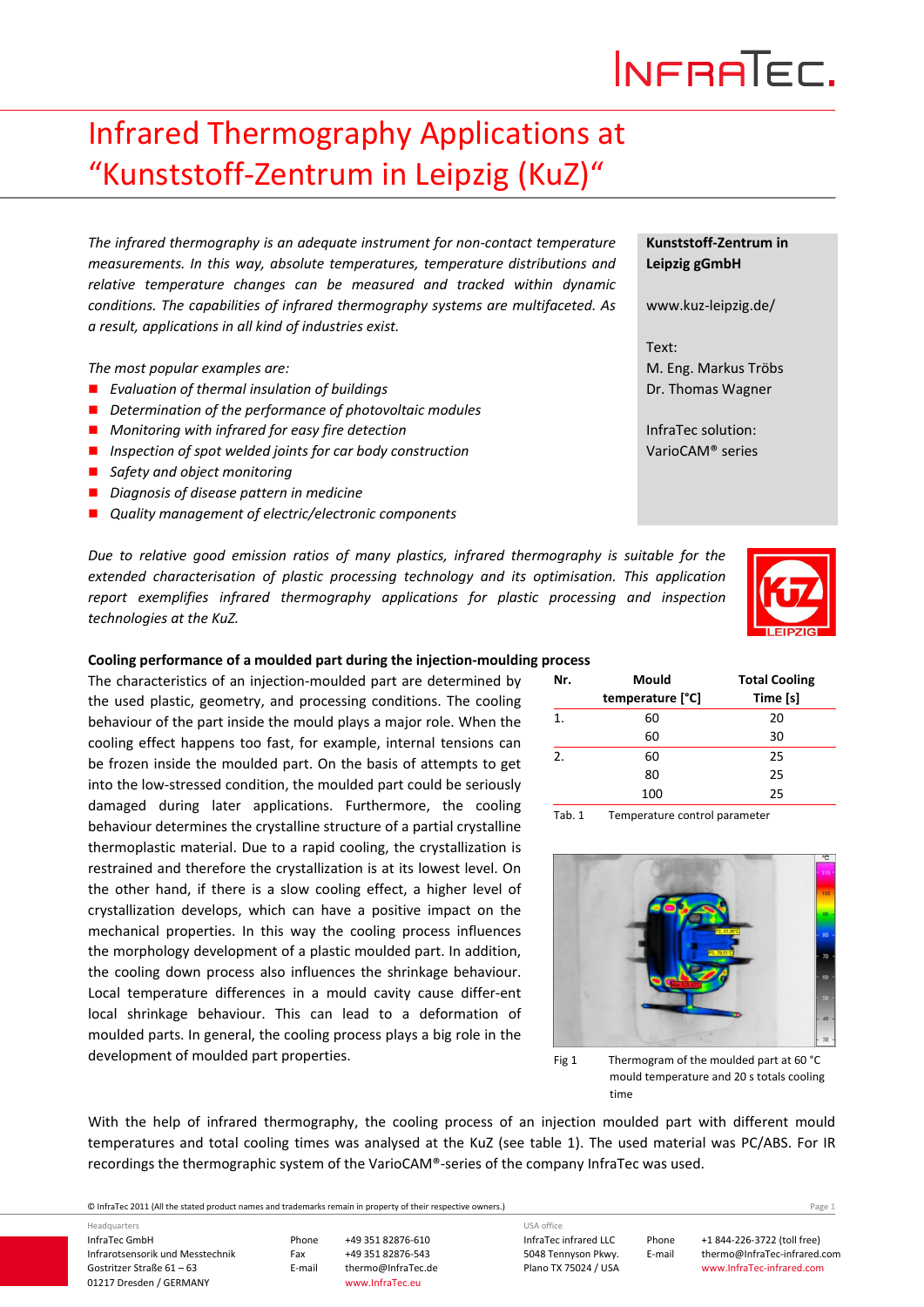# Infrared Thermography Applications at "Kunststoff-Zentrum in Leipzig (KuZ)"

*The infrared thermography is an adequate instrument for non-contact temperature measurements. In this way, absolute temperatures, temperature distributions and relative temperature changes can be measured and tracked within dynamic conditions. The capabilities of infrared thermography systems are multifaceted. As a result, applications in all kind of industries exist.*

*The most popular examples are:*

- *Evaluation of thermal insulation of buildings*
- *Determination of the performance of photovoltaic modules*
- *Monitoring with infrared for easy fire detection*
- *Inspection of spot welded joints for car body construction*
- *Safety and object monitoring*
- *Diagnosis of disease pattern in medicine*
- *Quality management of electric/electronic components*

**Kunststoff-Zentrum in Leipzig gGmbH**

www.kuz-leipzig.de/

Text:
M. Eng. Markus Tröbs
Dr. Thomas Wagner

InfraTec solution:
VarioCAM® series

*Due to relative good emission ratios of many plastics, infrared thermography is suitable for the extended characterisation of plastic processing technology and its optimisation. This application report exemplifies infrared thermography applications for plastic processing and inspection technologies at the KuZ.*

## Cooling performance of a moulded part during the injection-moulding process

The characteristics of an injection-moulded part are determined by the used plastic, geometry, and processing conditions. The cooling behaviour of the part inside the mould plays a major role. When the cooling effect happens too fast, for example, internal tensions can be frozen inside the moulded part. On the basis of attempts to get into the low-stressed condition, the moulded part could be seriously damaged during later applications. Furthermore, the cooling behaviour determines the crystalline structure of a partial crystalline thermoplastic material. Due to a rapid cooling, the crystallization is restrained and therefore the crystallization is at its lowest level. On the other hand, if there is a slow cooling effect, a higher level of crystallization develops, which can have a positive impact on the mechanical properties. In this way the cooling process influences the morphology development of a plastic moulded part. In addition, the cooling down process also influences the shrinkage behaviour. Local temperature differences in a mould cavity cause differ-ent local shrinkage behaviour. This can lead to a deformation of moulded parts. In general, the cooling process plays a big role in the development of moulded part properties.

| Nr. | Mould temperature [°C] | Total Cooling Time [s] |
|---|---|---|
| 1. | 60 | 20 |
| | 60 | 30 |
| 2. | 60 | 25 |
| | 80 | 25 |
| | 100 | 25 |

Tab. 1 Temperature control parameter

Fig 1 Thermogram of the moulded part at 60 °C mould temperature and 20 s totals cooling time

With the help of infrared thermography, the cooling process of an injection moulded part with different mould temperatures and total cooling times was analysed at the KuZ (see table 1). The used material was PC/ABS. For IR recordings the thermographic system of the VarioCAM®-series of the company InfraTec was used.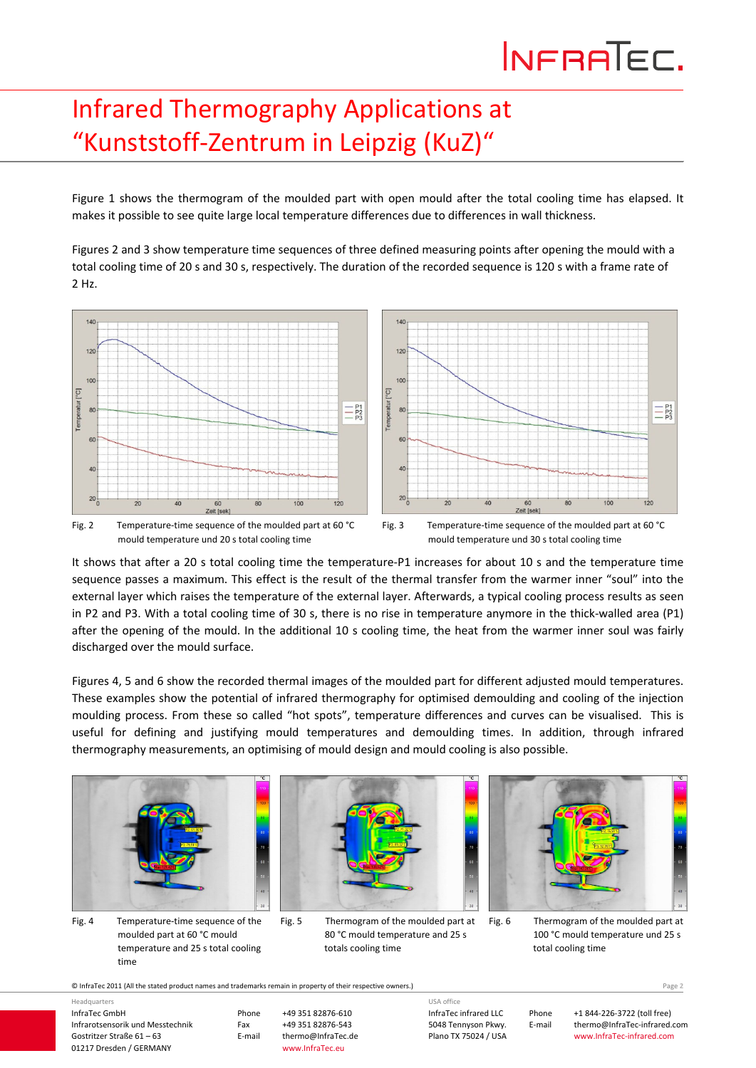# Infrared Thermography Applications at "Kunststoff-Zentrum in Leipzig (KuZ)"

Figure 1 shows the thermogram of the moulded part with open mould after the total cooling time has elapsed. It makes it possible to see quite large local temperature differences due to differences in wall thickness.

Figures 2 and 3 show temperature time sequences of three defined measuring points after opening the mould with a total cooling time of 20 s and 30 s, respectively. The duration of the recorded sequence is 120 s with a frame rate of 2 Hz.

Temperatur [°C]
140
120
100
80
60
40
20
0 20 40 60 80 100 120
Zeit [sek]
P1
P2
P3

Fig. 2 Temperature-time sequence of the moulded part at 60 °C mould temperature und 20 s total cooling time

Temperatur [°C]
140
120
100
80
60
40
20
0 20 40 60 80 100 120
Zeit [sek]
P1
P2
P3

Fig. 3 Temperature-time sequence of the moulded part at 60 °C mould temperature und 30 s total cooling time

It shows that after a 20 s total cooling time the temperature-P1 increases for about 10 s and the temperature time sequence passes a maximum. This effect is the result of the thermal transfer from the warmer inner "soul" into the external layer which raises the temperature of the external layer. Afterwards, a typical cooling process results as seen in P2 and P3. With a total cooling time of 30 s, there is no rise in temperature anymore in the thick-walled area (P1) after the opening of the mould. In the additional 10 s cooling time, the heat from the warmer inner soul was fairly discharged over the mould surface.

Figures 4, 5 and 6 show the recorded thermal images of the moulded part for different adjusted mould temperatures. These examples show the potential of infrared thermography for optimised demoulding and cooling of the injection moulding process. From these so called "hot spots", temperature differences and curves can be visualised. This is useful for defining and justifying mould temperatures and demoulding times. In addition, through infrared thermography measurements, an optimising of mould design and mould cooling is also possible.

Fig. 4 Temperature-time sequence of the moulded part at 60 °C mould temperature and 25 s total cooling time

Fig. 5 Thermogram of the moulded part at 80 °C mould temperature and 25 s totals cooling time

Fig. 6 Thermogram of the moulded part at 100 °C mould temperature und 25 s total cooling time

© InfraTec 2011 (All the stated product names and trademarks remain in property of their respective owners.)

Headquarters
InfraTec GmbH
Infrarotsensorik und Messtechnik
Gostritzer Straße 61 – 63
01217 Dresden / GERMANY

Phone +49 351 82876-610
Fax +49 351 82876-543
E-mail thermo@InfraTec.de
www.InfraTec.eu

USA office
InfraTec infrared LLC
5048 Tennyson Pkwy.
Plano TX 75024 / USA

Phone +1 844-226-3722 (toll free)
E-mail thermo@InfraTec-infrared.com
www.InfraTec-infrared.com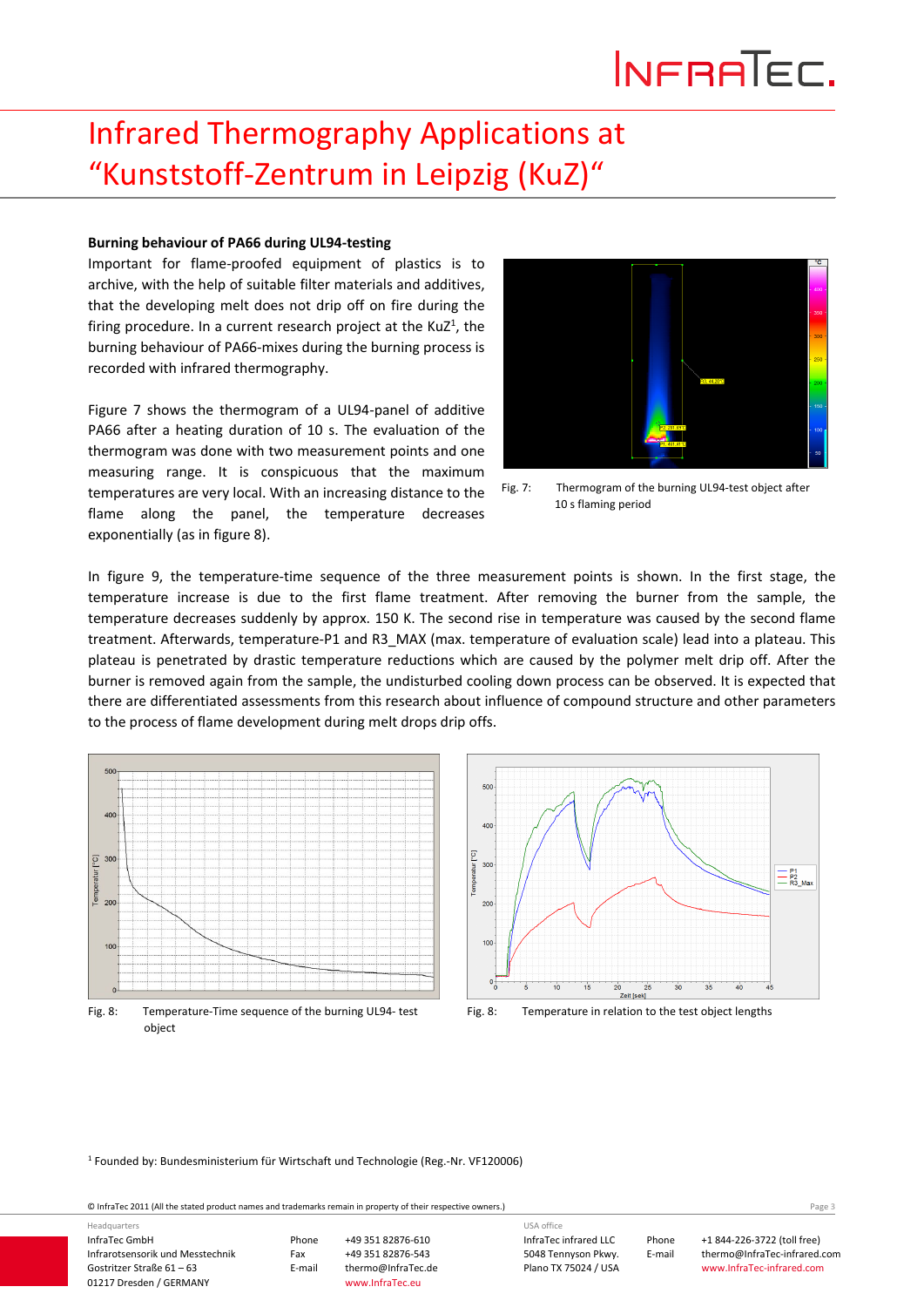# Infrared Thermography Applications at “Kunststoff-Zentrum in Leipzig (KuZ)“

**Burning behaviour of PA66 during UL94-testing**

Important for flame-proofed equipment of plastics is to archive, with the help of suitable filter materials and additives, that the developing melt does not drip off on fire during the firing procedure. In a current research project at the KuZ[1], the burning behaviour of PA66-mixes during the burning process is recorded with infrared thermography.

Figure 7 shows the thermogram of a UL94-panel of additive PA66 after a heating duration of 10 s. The evaluation of the thermogram was done with two measurement points and one measuring range. It is conspicuous that the maximum temperatures are very local. With an increasing distance to the flame along the panel, the temperature decreases exponentially (as in figure 8).

°C
400
350
300
250
200
150
100
50

Fig. 7: Thermogram of the burning UL94-test object after 10 s flaming period

In figure 9, the temperature-time sequence of the three measurement points is shown. In the first stage, the temperature increase is due to the first flame treatment. After removing the burner from the sample, the temperature decreases suddenly by approx. 150 K. The second rise in temperature was caused by the second flame treatment. Afterwards, temperature-P1 and R3_MAX (max. temperature of evaluation scale) lead into a plateau. This plateau is penetrated by drastic temperature reductions which are caused by the polymer melt drip off. After the burner is removed again from the sample, the undisturbed cooling down process can be observed. It is expected that there are differentiated assessments from this research about influence of compound structure and other parameters to the process of flame development during melt drops drip offs.

Temperatur [°C]
500
400
300
200
100
0

Fig. 8: Temperature-Time sequence of the burning UL94- test object

Temperatur [°C]
500
400
300
200
100
0
0 5 10 15 20 25 30 35 40 45
Zeit [sek]
P1
P2
R3_Max

Fig. 8: Temperature in relation to the test object lengths

[1] Founded by: Bundesministerium für Wirtschaft und Technologie (Reg.-Nr. VF120006)